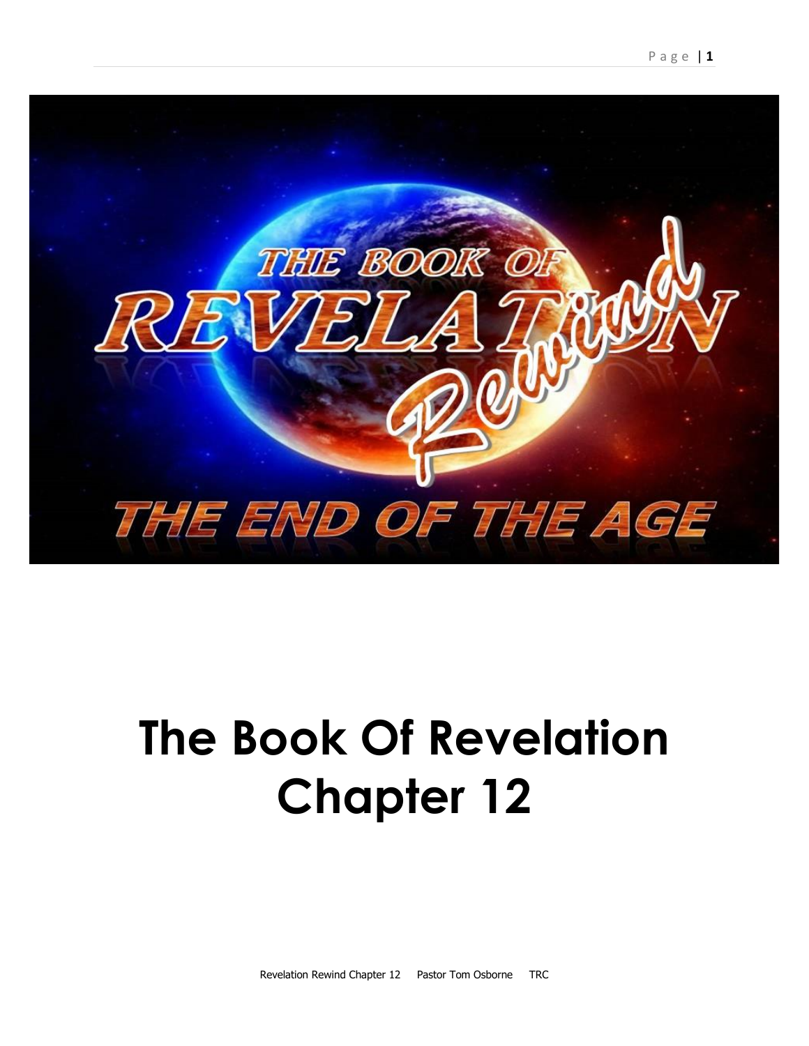# The Book Of Revelation Chapter 12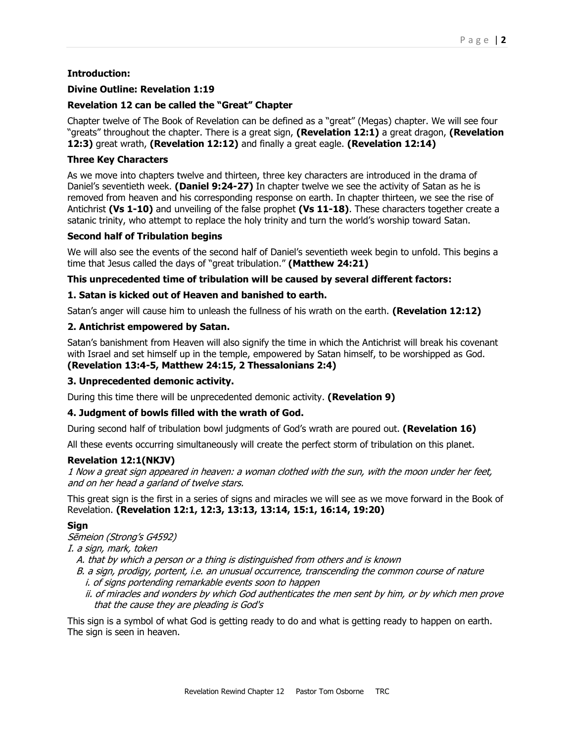**Introduction:**

**Divine Outline: Revelation 1:19**

**Revelation 12 can be called the "Great" Chapter**

Chapter twelve of The Book of Revelation can be defined as a "great" (Megas) chapter. We will see four "greats" throughout the chapter. There is a great sign, **(Revelation 12:1)** a great dragon, **(Revelation 12:3)** great wrath, **(Revelation 12:12)** and finally a great eagle. **(Revelation 12:14)**

**Three Key Characters**

As we move into chapters twelve and thirteen, three key characters are introduced in the drama of Daniel's seventieth week. **(Daniel 9:24-27)** In chapter twelve we see the activity of Satan as he is removed from heaven and his corresponding response on earth. In chapter thirteen, we see the rise of Antichrist **(Vs 1-10)** and unveiling of the false prophet **(Vs 11-18)**. These characters together create a satanic trinity, who attempt to replace the holy trinity and turn the world's worship toward Satan.

**Second half of Tribulation begins**

We will also see the events of the second half of Daniel's seventieth week begin to unfold. This begins a time that Jesus called the days of "great tribulation." **(Matthew 24:21)**

**This unprecedented time of tribulation will be caused by several different factors:**

**1. Satan is kicked out of Heaven and banished to earth.**

Satan's anger will cause him to unleash the fullness of his wrath on the earth. **(Revelation 12:12)**

**2. Antichrist empowered by Satan.**

Satan's banishment from Heaven will also signify the time in which the Antichrist will break his covenant with Israel and set himself up in the temple, empowered by Satan himself, to be worshipped as God. **(Revelation 13:4-5, Matthew 24:15, 2 Thessalonians 2:4)**

**3. Unprecedented demonic activity.**

During this time there will be unprecedented demonic activity. **(Revelation 9)**

**4. Judgment of bowls filled with the wrath of God.**

During second half of tribulation bowl judgments of God's wrath are poured out. **(Revelation 16)**

All these events occurring simultaneously will create the perfect storm of tribulation on this planet.

**Revelation 12:1(NKJV)**

*1 Now a great sign appeared in heaven: a woman clothed with the sun, with the moon under her feet, and on her head a garland of twelve stars.*

This great sign is the first in a series of signs and miracles we will see as we move forward in the Book of Revelation. **(Revelation 12:1, 12:3, 13:13, 13:14, 15:1, 16:14, 19:20)**

**Sign**

*Sēmeion (Strong's G4592)*

*I. a sign, mark, token*

- *A. that by which a person or a thing is distinguished from others and is known*
- *B. a sign, prodigy, portent, i.e. an unusual occurrence, transcending the common course of nature*
  - *i. of signs portending remarkable events soon to happen*
  - *ii. of miracles and wonders by which God authenticates the men sent by him, or by which men prove that the cause they are pleading is God's*

This sign is a symbol of what God is getting ready to do and what is getting ready to happen on earth. The sign is seen in heaven.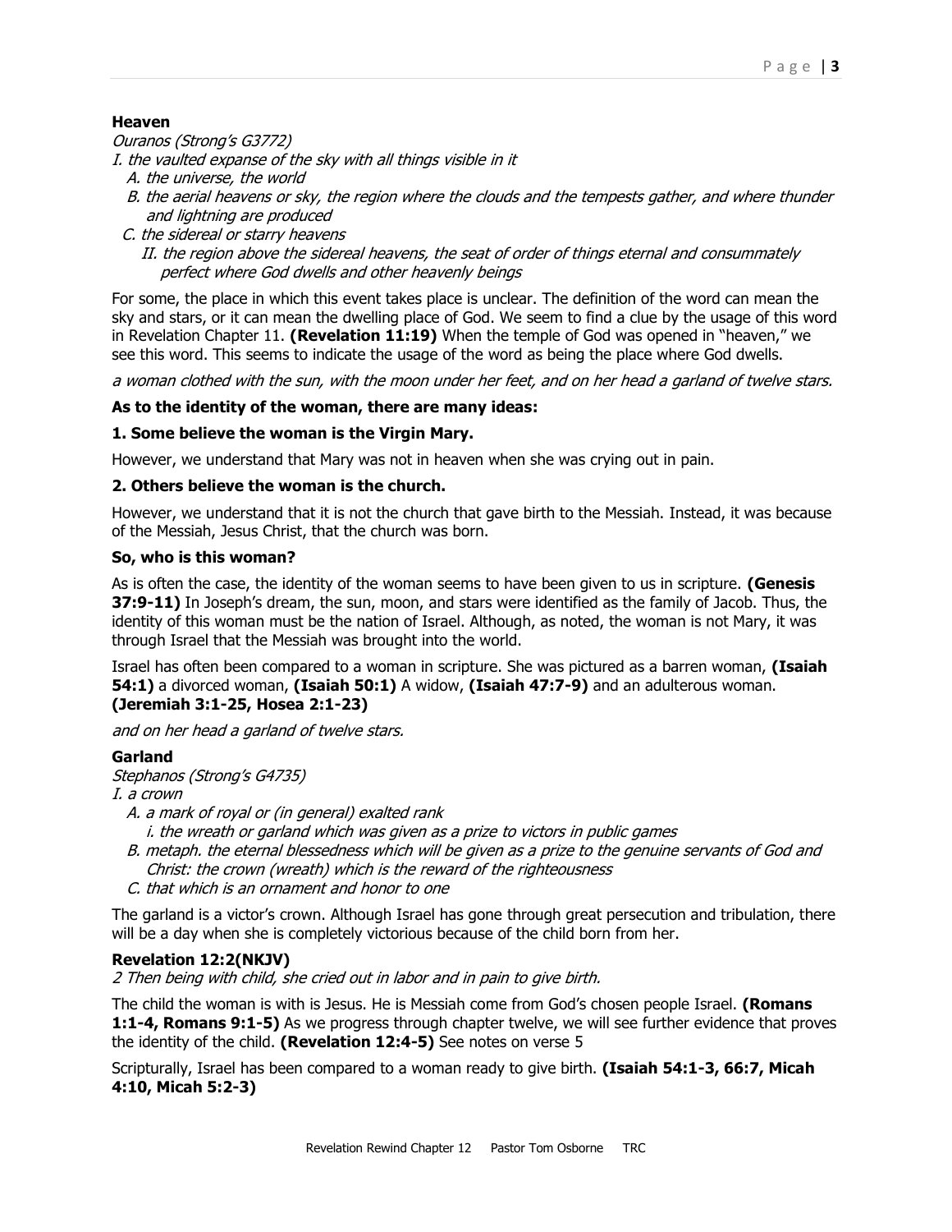**Heaven**

*Ouranos (Strong's G3772)*

*I. the vaulted expanse of the sky with all things visible in it*
- *A. the universe, the world*
- *B. the aerial heavens or sky, the region where the clouds and the tempests gather, and where thunder and lightning are produced*
- *C. the sidereal or starry heavens*
  - *II. the region above the sidereal heavens, the seat of order of things eternal and consummately perfect where God dwells and other heavenly beings*

For some, the place in which this event takes place is unclear. The definition of the word can mean the sky and stars, or it can mean the dwelling place of God. We seem to find a clue by the usage of this word in Revelation Chapter 11. **(Revelation 11:19)** When the temple of God was opened in "heaven," we see this word. This seems to indicate the usage of the word as being the place where God dwells.

*a woman clothed with the sun, with the moon under her feet, and on her head a garland of twelve stars.*

**As to the identity of the woman, there are many ideas:**

**1. Some believe the woman is the Virgin Mary.**

However, we understand that Mary was not in heaven when she was crying out in pain.

**2. Others believe the woman is the church.**

However, we understand that it is not the church that gave birth to the Messiah. Instead, it was because of the Messiah, Jesus Christ, that the church was born.

**So, who is this woman?**

As is often the case, the identity of the woman seems to have been given to us in scripture. **(Genesis 37:9-11)** In Joseph's dream, the sun, moon, and stars were identified as the family of Jacob. Thus, the identity of this woman must be the nation of Israel. Although, as noted, the woman is not Mary, it was through Israel that the Messiah was brought into the world.

Israel has often been compared to a woman in scripture. She was pictured as a barren woman, **(Isaiah 54:1)** a divorced woman, **(Isaiah 50:1)** A widow, **(Isaiah 47:7-9)** and an adulterous woman. **(Jeremiah 3:1-25, Hosea 2:1-23)**

*and on her head a garland of twelve stars.*

**Garland**

*Stephanos (Strong's G4735)*

*I. a crown*
- *A. a mark of royal or (in general) exalted rank*
  - *i. the wreath or garland which was given as a prize to victors in public games*
- *B. metaph. the eternal blessedness which will be given as a prize to the genuine servants of God and Christ: the crown (wreath) which is the reward of the righteousness*
- *C. that which is an ornament and honor to one*

The garland is a victor's crown. Although Israel has gone through great persecution and tribulation, there will be a day when she is completely victorious because of the child born from her.

**Revelation 12:2(NKJV)**

*2 Then being with child, she cried out in labor and in pain to give birth.*

The child the woman is with is Jesus. He is Messiah come from God's chosen people Israel. **(Romans 1:1-4, Romans 9:1-5)** As we progress through chapter twelve, we will see further evidence that proves the identity of the child. **(Revelation 12:4-5)** See notes on verse 5

Scripturally, Israel has been compared to a woman ready to give birth. **(Isaiah 54:1-3, 66:7, Micah 4:10, Micah 5:2-3)**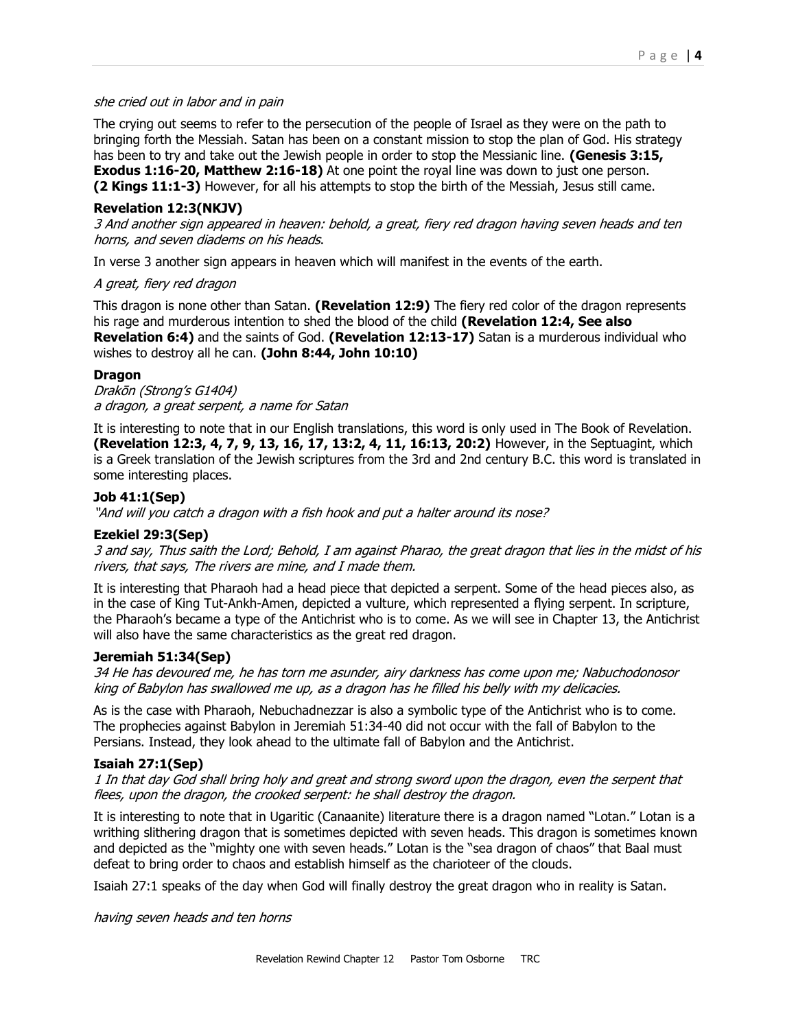*she cried out in labor and in pain*

The crying out seems to refer to the persecution of the people of Israel as they were on the path to bringing forth the Messiah. Satan has been on a constant mission to stop the plan of God. His strategy has been to try and take out the Jewish people in order to stop the Messianic line. **(Genesis 3:15, Exodus 1:16-20, Matthew 2:16-18)** At one point the royal line was down to just one person. **(2 Kings 11:1-3)** However, for all his attempts to stop the birth of the Messiah, Jesus still came.

**Revelation 12:3(NKJV)**

*3 And another sign appeared in heaven: behold, a great, fiery red dragon having seven heads and ten horns, and seven diadems on his heads.*

In verse 3 another sign appears in heaven which will manifest in the events of the earth.

*A great, fiery red dragon*

This dragon is none other than Satan. **(Revelation 12:9)** The fiery red color of the dragon represents his rage and murderous intention to shed the blood of the child **(Revelation 12:4, See also Revelation 6:4)** and the saints of God. **(Revelation 12:13-17)** Satan is a murderous individual who wishes to destroy all he can. **(John 8:44, John 10:10)**

**Dragon**

*Drakōn (Strong's G1404)*
*a dragon, a great serpent, a name for Satan*

It is interesting to note that in our English translations, this word is only used in The Book of Revelation. **(Revelation 12:3, 4, 7, 9, 13, 16, 17, 13:2, 4, 11, 16:13, 20:2)** However, in the Septuagint, which is a Greek translation of the Jewish scriptures from the 3rd and 2nd century B.C. this word is translated in some interesting places.

**Job 41:1(Sep)**

*"And will you catch a dragon with a fish hook and put a halter around its nose?*

**Ezekiel 29:3(Sep)**

*3 and say, Thus saith the Lord; Behold, I am against Pharao, the great dragon that lies in the midst of his rivers, that says, The rivers are mine, and I made them.*

It is interesting that Pharaoh had a head piece that depicted a serpent. Some of the head pieces also, as in the case of King Tut-Ankh-Amen, depicted a vulture, which represented a flying serpent. In scripture, the Pharaoh's became a type of the Antichrist who is to come. As we will see in Chapter 13, the Antichrist will also have the same characteristics as the great red dragon.

**Jeremiah 51:34(Sep)**

*34 He has devoured me, he has torn me asunder, airy darkness has come upon me; Nabuchodonosor king of Babylon has swallowed me up, as a dragon has he filled his belly with my delicacies.*

As is the case with Pharaoh, Nebuchadnezzar is also a symbolic type of the Antichrist who is to come. The prophecies against Babylon in Jeremiah 51:34-40 did not occur with the fall of Babylon to the Persians. Instead, they look ahead to the ultimate fall of Babylon and the Antichrist.

**Isaiah 27:1(Sep)**

*1 In that day God shall bring holy and great and strong sword upon the dragon, even the serpent that flees, upon the dragon, the crooked serpent: he shall destroy the dragon.*

It is interesting to note that in Ugaritic (Canaanite) literature there is a dragon named "Lotan." Lotan is a writhing slithering dragon that is sometimes depicted with seven heads. This dragon is sometimes known and depicted as the "mighty one with seven heads." Lotan is the "sea dragon of chaos" that Baal must defeat to bring order to chaos and establish himself as the charioteer of the clouds.

Isaiah 27:1 speaks of the day when God will finally destroy the great dragon who in reality is Satan.

*having seven heads and ten horns*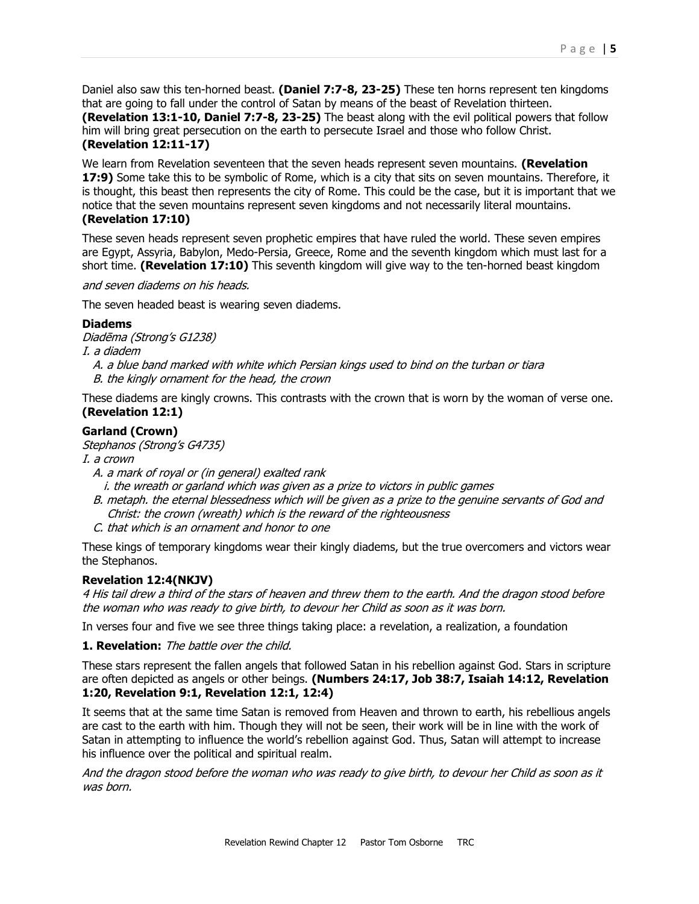Daniel also saw this ten-horned beast. **(Daniel 7:7-8, 23-25)** These ten horns represent ten kingdoms that are going to fall under the control of Satan by means of the beast of Revelation thirteen. **(Revelation 13:1-10, Daniel 7:7-8, 23-25)** The beast along with the evil political powers that follow him will bring great persecution on the earth to persecute Israel and those who follow Christ. **(Revelation 12:11-17)**

We learn from Revelation seventeen that the seven heads represent seven mountains. **(Revelation 17:9)** Some take this to be symbolic of Rome, which is a city that sits on seven mountains. Therefore, it is thought, this beast then represents the city of Rome. This could be the case, but it is important that we notice that the seven mountains represent seven kingdoms and not necessarily literal mountains. **(Revelation 17:10)**

These seven heads represent seven prophetic empires that have ruled the world. These seven empires are Egypt, Assyria, Babylon, Medo-Persia, Greece, Rome and the seventh kingdom which must last for a short time. **(Revelation 17:10)** This seventh kingdom will give way to the ten-horned beast kingdom

*and seven diadems on his heads.*

The seven headed beast is wearing seven diadems.

**Diadems**
*Diadēma (Strong's G1238)*
*I. a diadem*
*A. a blue band marked with white which Persian kings used to bind on the turban or tiara*
*B. the kingly ornament for the head, the crown*

These diadems are kingly crowns. This contrasts with the crown that is worn by the woman of verse one. **(Revelation 12:1)**

**Garland (Crown)**
*Stephanos (Strong's G4735)*
*I. a crown*
*A. a mark of royal or (in general) exalted rank*
*i. the wreath or garland which was given as a prize to victors in public games*
*B. metaph. the eternal blessedness which will be given as a prize to the genuine servants of God and Christ: the crown (wreath) which is the reward of the righteousness*
*C. that which is an ornament and honor to one*

These kings of temporary kingdoms wear their kingly diadems, but the true overcomers and victors wear the Stephanos.

**Revelation 12:4(NKJV)**
*4 His tail drew a third of the stars of heaven and threw them to the earth. And the dragon stood before the woman who was ready to give birth, to devour her Child as soon as it was born.*

In verses four and five we see three things taking place: a revelation, a realization, a foundation

**1. Revelation:** *The battle over the child.*

These stars represent the fallen angels that followed Satan in his rebellion against God. Stars in scripture are often depicted as angels or other beings. **(Numbers 24:17, Job 38:7, Isaiah 14:12, Revelation 1:20, Revelation 9:1, Revelation 12:1, 12:4)**

It seems that at the same time Satan is removed from Heaven and thrown to earth, his rebellious angels are cast to the earth with him. Though they will not be seen, their work will be in line with the work of Satan in attempting to influence the world's rebellion against God. Thus, Satan will attempt to increase his influence over the political and spiritual realm.

*And the dragon stood before the woman who was ready to give birth, to devour her Child as soon as it was born.*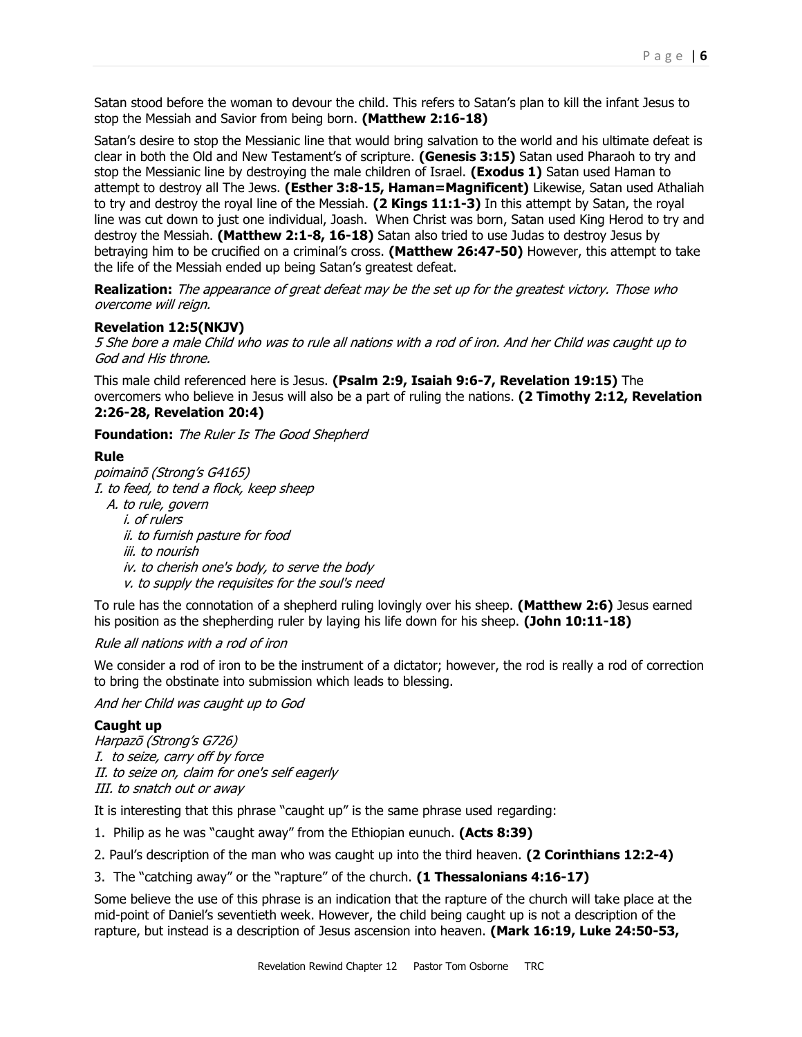Satan stood before the woman to devour the child. This refers to Satan's plan to kill the infant Jesus to stop the Messiah and Savior from being born. **(Matthew 2:16-18)**

Satan's desire to stop the Messianic line that would bring salvation to the world and his ultimate defeat is clear in both the Old and New Testament's of scripture. **(Genesis 3:15)** Satan used Pharaoh to try and stop the Messianic line by destroying the male children of Israel. **(Exodus 1)** Satan used Haman to attempt to destroy all The Jews. **(Esther 3:8-15, Haman=Magnificent)** Likewise, Satan used Athaliah to try and destroy the royal line of the Messiah. **(2 Kings 11:1-3)** In this attempt by Satan, the royal line was cut down to just one individual, Joash. When Christ was born, Satan used King Herod to try and destroy the Messiah. **(Matthew 2:1-8, 16-18)** Satan also tried to use Judas to destroy Jesus by betraying him to be crucified on a criminal's cross. **(Matthew 26:47-50)** However, this attempt to take the life of the Messiah ended up being Satan's greatest defeat.

**Realization:** *The appearance of great defeat may be the set up for the greatest victory. Those who overcome will reign.*

**Revelation 12:5(NKJV)**
*5 She bore a male Child who was to rule all nations with a rod of iron. And her Child was caught up to God and His throne.*

This male child referenced here is Jesus. **(Psalm 2:9, Isaiah 9:6-7, Revelation 19:15)** The overcomers who believe in Jesus will also be a part of ruling the nations. **(2 Timothy 2:12, Revelation 2:26-28, Revelation 20:4)**

**Foundation:** *The Ruler Is The Good Shepherd*

**Rule**
*poimainō (Strong's G4165)*
*I. to feed, to tend a flock, keep sheep*
- *A. to rule, govern*
  - *i. of rulers*
  - *ii. to furnish pasture for food*
  - *iii. to nourish*
  - *iv. to cherish one's body, to serve the body*
  - *v. to supply the requisites for the soul's need*

To rule has the connotation of a shepherd ruling lovingly over his sheep. **(Matthew 2:6)** Jesus earned his position as the shepherding ruler by laying his life down for his sheep. **(John 10:11-18)**

*Rule all nations with a rod of iron*

We consider a rod of iron to be the instrument of a dictator; however, the rod is really a rod of correction to bring the obstinate into submission which leads to blessing.

*And her Child was caught up to God*

**Caught up**
*Harpazō (Strong's G726)*
*I. to seize, carry off by force*
*II. to seize on, claim for one's self eagerly*
*III. to snatch out or away*

It is interesting that this phrase "caught up" is the same phrase used regarding:

1. Philip as he was "caught away" from the Ethiopian eunuch. **(Acts 8:39)**
2. Paul's description of the man who was caught up into the third heaven. **(2 Corinthians 12:2-4)**
3. The "catching away" or the "rapture" of the church. **(1 Thessalonians 4:16-17)**

Some believe the use of this phrase is an indication that the rapture of the church will take place at the mid-point of Daniel's seventieth week. However, the child being caught up is not a description of the rapture, but instead is a description of Jesus ascension into heaven. **(Mark 16:19, Luke 24:50-53,**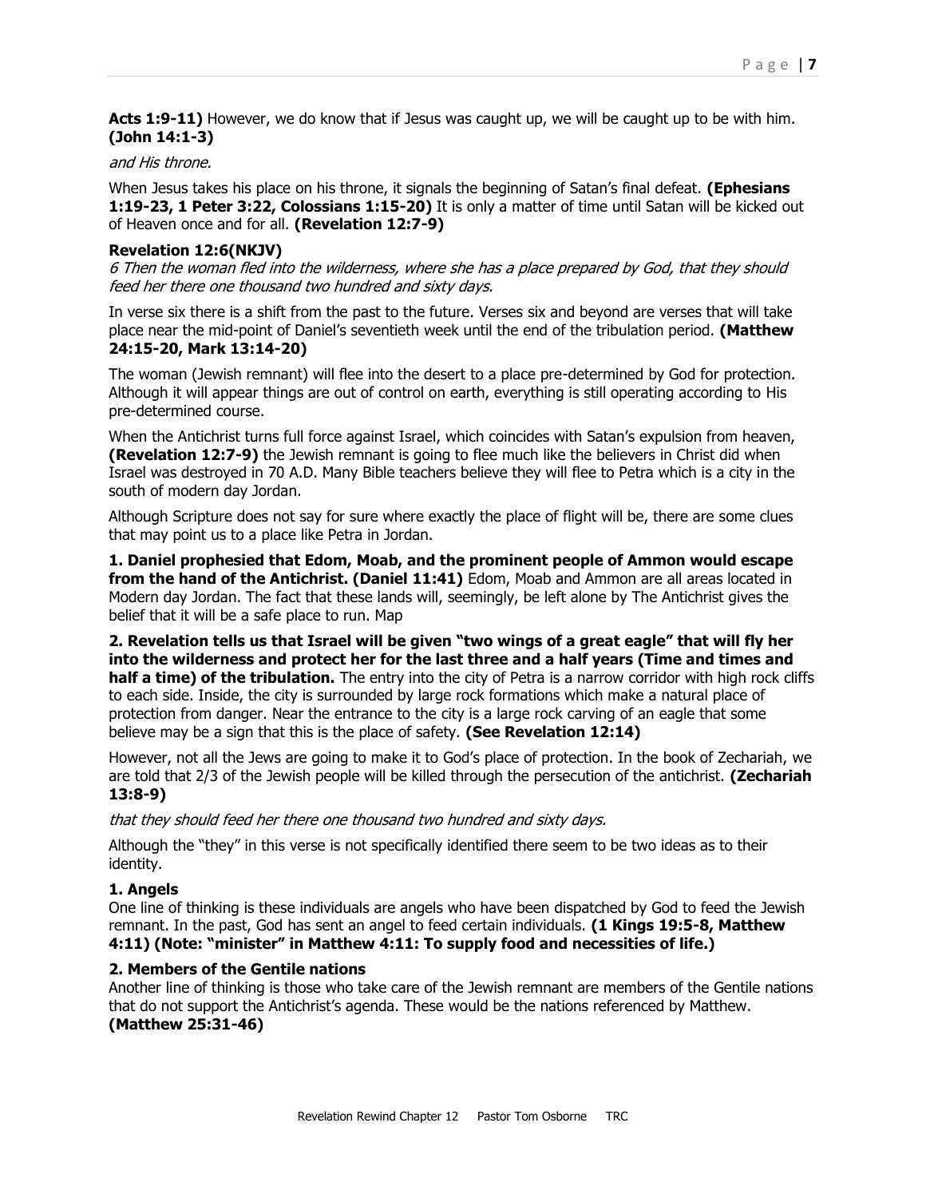**Acts 1:9-11)** However, we do know that if Jesus was caught up, we will be caught up to be with him. **(John 14:1-3)**

*and His throne.*

When Jesus takes his place on his throne, it signals the beginning of Satan's final defeat. **(Ephesians 1:19-23, 1 Peter 3:22, Colossians 1:15-20)** It is only a matter of time until Satan will be kicked out of Heaven once and for all. **(Revelation 12:7-9)**

**Revelation 12:6(NKJV)**
*6 Then the woman fled into the wilderness, where she has a place prepared by God, that they should feed her there one thousand two hundred and sixty days.*

In verse six there is a shift from the past to the future. Verses six and beyond are verses that will take place near the mid-point of Daniel's seventieth week until the end of the tribulation period. **(Matthew 24:15-20, Mark 13:14-20)**

The woman (Jewish remnant) will flee into the desert to a place pre-determined by God for protection. Although it will appear things are out of control on earth, everything is still operating according to His pre-determined course.

When the Antichrist turns full force against Israel, which coincides with Satan's expulsion from heaven, **(Revelation 12:7-9)** the Jewish remnant is going to flee much like the believers in Christ did when Israel was destroyed in 70 A.D. Many Bible teachers believe they will flee to Petra which is a city in the south of modern day Jordan.

Although Scripture does not say for sure where exactly the place of flight will be, there are some clues that may point us to a place like Petra in Jordan.

**1. Daniel prophesied that Edom, Moab, and the prominent people of Ammon would escape from the hand of the Antichrist. (Daniel 11:41)** Edom, Moab and Ammon are all areas located in Modern day Jordan. The fact that these lands will, seemingly, be left alone by The Antichrist gives the belief that it will be a safe place to run. Map

**2. Revelation tells us that Israel will be given "two wings of a great eagle" that will fly her into the wilderness and protect her for the last three and a half years (Time and times and half a time) of the tribulation.** The entry into the city of Petra is a narrow corridor with high rock cliffs to each side. Inside, the city is surrounded by large rock formations which make a natural place of protection from danger. Near the entrance to the city is a large rock carving of an eagle that some believe may be a sign that this is the place of safety. **(See Revelation 12:14)**

However, not all the Jews are going to make it to God's place of protection. In the book of Zechariah, we are told that 2/3 of the Jewish people will be killed through the persecution of the antichrist. **(Zechariah 13:8-9)**

*that they should feed her there one thousand two hundred and sixty days.*

Although the "they" in this verse is not specifically identified there seem to be two ideas as to their identity.

**1. Angels**
One line of thinking is these individuals are angels who have been dispatched by God to feed the Jewish remnant. In the past, God has sent an angel to feed certain individuals. **(1 Kings 19:5-8, Matthew 4:11) (Note: "minister" in Matthew 4:11: To supply food and necessities of life.)**

**2. Members of the Gentile nations**
Another line of thinking is those who take care of the Jewish remnant are members of the Gentile nations that do not support the Antichrist's agenda. These would be the nations referenced by Matthew. **(Matthew 25:31-46)**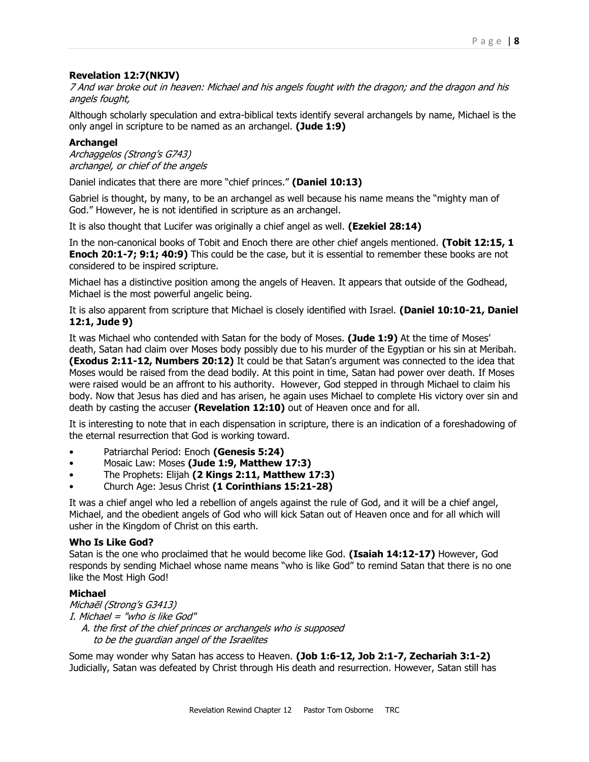**Revelation 12:7(NKJV)**
*7 And war broke out in heaven: Michael and his angels fought with the dragon; and the dragon and his angels fought,*

Although scholarly speculation and extra-biblical texts identify several archangels by name, Michael is the only angel in scripture to be named as an archangel. **(Jude 1:9)**

**Archangel**
*Archaggelos (Strong's G743)*
*archangel, or chief of the angels*

Daniel indicates that there are more "chief princes." **(Daniel 10:13)**

Gabriel is thought, by many, to be an archangel as well because his name means the "mighty man of God." However, he is not identified in scripture as an archangel.

It is also thought that Lucifer was originally a chief angel as well. **(Ezekiel 28:14)**

In the non-canonical books of Tobit and Enoch there are other chief angels mentioned. **(Tobit 12:15, 1 Enoch 20:1-7; 9:1; 40:9)** This could be the case, but it is essential to remember these books are not considered to be inspired scripture.

Michael has a distinctive position among the angels of Heaven. It appears that outside of the Godhead, Michael is the most powerful angelic being.

It is also apparent from scripture that Michael is closely identified with Israel. **(Daniel 10:10-21, Daniel 12:1, Jude 9)**

It was Michael who contended with Satan for the body of Moses. **(Jude 1:9)** At the time of Moses' death, Satan had claim over Moses body possibly due to his murder of the Egyptian or his sin at Meribah. **(Exodus 2:11-12, Numbers 20:12)** It could be that Satan's argument was connected to the idea that Moses would be raised from the dead bodily. At this point in time, Satan had power over death. If Moses were raised would be an affront to his authority. However, God stepped in through Michael to claim his body. Now that Jesus has died and has arisen, he again uses Michael to complete His victory over sin and death by casting the accuser **(Revelation 12:10)** out of Heaven once and for all.

It is interesting to note that in each dispensation in scripture, there is an indication of a foreshadowing of the eternal resurrection that God is working toward.

- Patriarchal Period: Enoch **(Genesis 5:24)**
- Mosaic Law: Moses **(Jude 1:9, Matthew 17:3)**
- The Prophets: Elijah **(2 Kings 2:11, Matthew 17:3)**
- Church Age: Jesus Christ **(1 Corinthians 15:21-28)**

It was a chief angel who led a rebellion of angels against the rule of God, and it will be a chief angel, Michael, and the obedient angels of God who will kick Satan out of Heaven once and for all which will usher in the Kingdom of Christ on this earth.

**Who Is Like God?**
Satan is the one who proclaimed that he would become like God. **(Isaiah 14:12-17)** However, God responds by sending Michael whose name means "who is like God" to remind Satan that there is no one like the Most High God!

**Michael**
*Michaēl (Strong's G3413)*
*I. Michael = "who is like God"*
*A. the first of the chief princes or archangels who is supposed to be the guardian angel of the Israelites*

Some may wonder why Satan has access to Heaven. **(Job 1:6-12, Job 2:1-7, Zechariah 3:1-2)** Judicially, Satan was defeated by Christ through His death and resurrection. However, Satan still has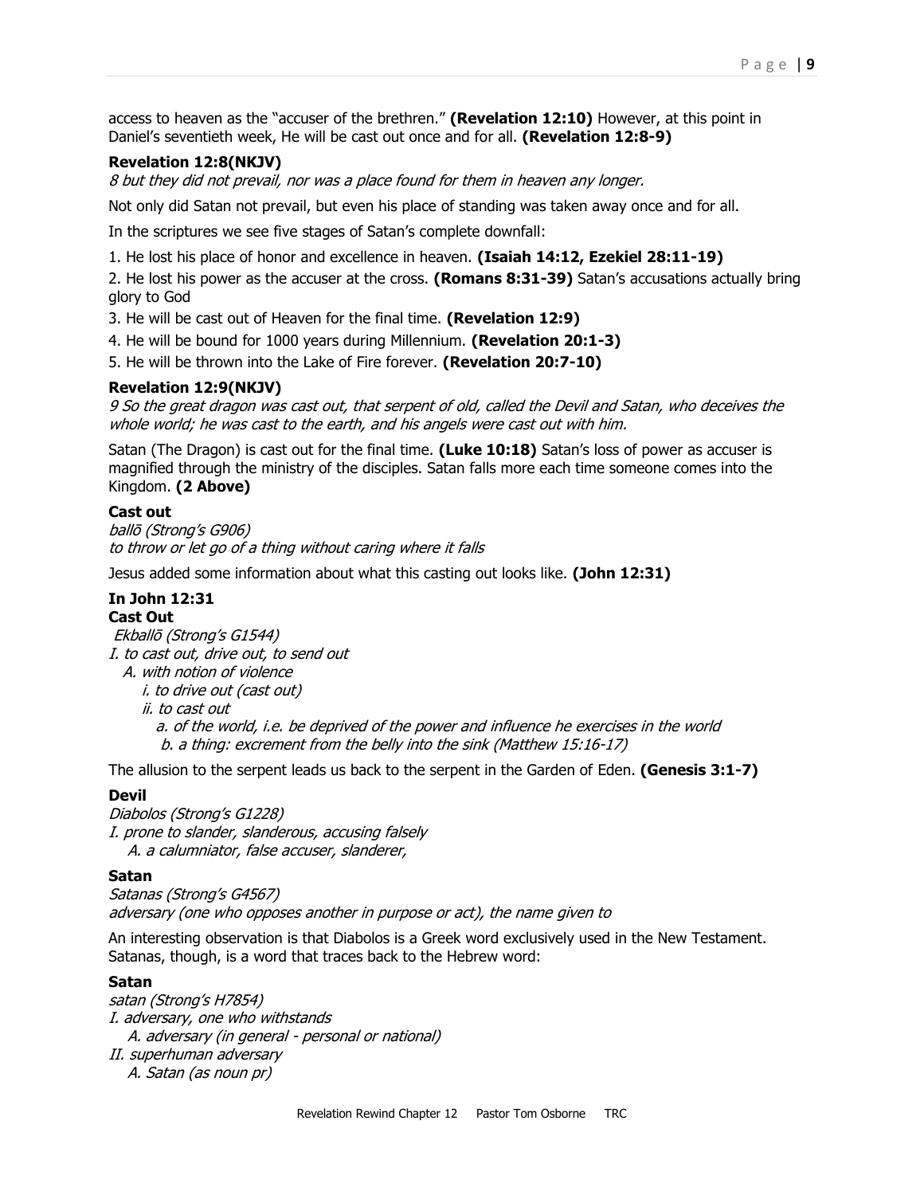access to heaven as the "accuser of the brethren." **(Revelation 12:10)** However, at this point in Daniel's seventieth week, He will be cast out once and for all. **(Revelation 12:8-9)**

**Revelation 12:8(NKJV)**
*8 but they did not prevail, nor was a place found for them in heaven any longer.*

Not only did Satan not prevail, but even his place of standing was taken away once and for all.

In the scriptures we see five stages of Satan's complete downfall:

1. He lost his place of honor and excellence in heaven. **(Isaiah 14:12, Ezekiel 28:11-19)**
2. He lost his power as the accuser at the cross. **(Romans 8:31-39)** Satan's accusations actually bring glory to God
3. He will be cast out of Heaven for the final time. **(Revelation 12:9)**
4. He will be bound for 1000 years during Millennium. **(Revelation 20:1-3)**
5. He will be thrown into the Lake of Fire forever. **(Revelation 20:7-10)**

**Revelation 12:9(NKJV)**
*9 So the great dragon was cast out, that serpent of old, called the Devil and Satan, who deceives the whole world; he was cast to the earth, and his angels were cast out with him.*

Satan (The Dragon) is cast out for the final time. **(Luke 10:18)** Satan's loss of power as accuser is magnified through the ministry of the disciples. Satan falls more each time someone comes into the Kingdom. **(2 Above)**

**Cast out**
*ballō (Strong's G906)*
*to throw or let go of a thing without caring where it falls*

Jesus added some information about what this casting out looks like. **(John 12:31)**

**In John 12:31**
**Cast Out**
*Ekballō (Strong's G1544)*
*I. to cast out, drive out, to send out*
*A. with notion of violence*
*i. to drive out (cast out)*
*ii. to cast out*
*a. of the world, i.e. be deprived of the power and influence he exercises in the world*
*b. a thing: excrement from the belly into the sink (Matthew 15:16-17)*

The allusion to the serpent leads us back to the serpent in the Garden of Eden. **(Genesis 3:1-7)**

**Devil**
*Diabolos (Strong's G1228)*
*I. prone to slander, slanderous, accusing falsely*
*A. a calumniator, false accuser, slanderer,*

**Satan**
*Satanas (Strong's G4567)*
*adversary (one who opposes another in purpose or act), the name given to*

An interesting observation is that Diabolos is a Greek word exclusively used in the New Testament. Satanas, though, is a word that traces back to the Hebrew word:

**Satan**
*satan (Strong's H7854)*
*I. adversary, one who withstands*
*A. adversary (in general - personal or national)*
*II. superhuman adversary*
*A. Satan (as noun pr)*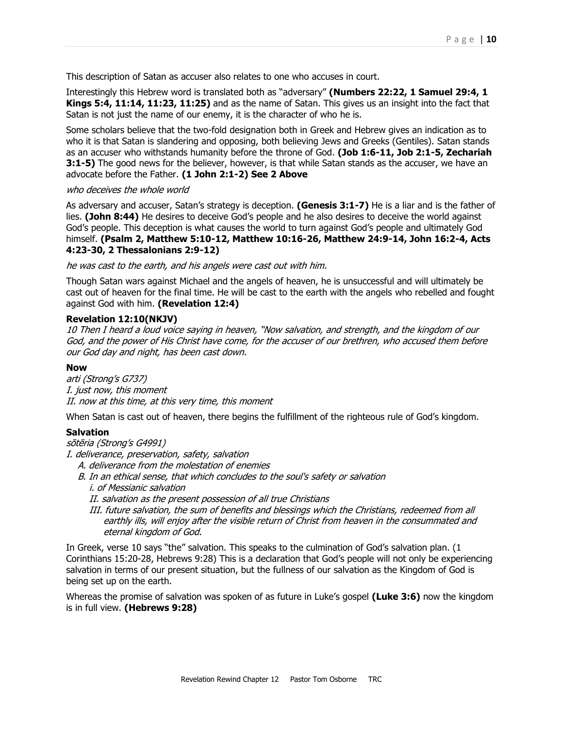This description of Satan as accuser also relates to one who accuses in court.

Interestingly this Hebrew word is translated both as "adversary" **(Numbers 22:22, 1 Samuel 29:4, 1 Kings 5:4, 11:14, 11:23, 11:25)** and as the name of Satan. This gives us an insight into the fact that Satan is not just the name of our enemy, it is the character of who he is.

Some scholars believe that the two-fold designation both in Greek and Hebrew gives an indication as to who it is that Satan is slandering and opposing, both believing Jews and Greeks (Gentiles). Satan stands as an accuser who withstands humanity before the throne of God. **(Job 1:6-11, Job 2:1-5, Zechariah 3:1-5)** The good news for the believer, however, is that while Satan stands as the accuser, we have an advocate before the Father. **(1 John 2:1-2) See 2 Above**

*who deceives the whole world*

As adversary and accuser, Satan's strategy is deception. **(Genesis 3:1-7)** He is a liar and is the father of lies. **(John 8:44)** He desires to deceive God's people and he also desires to deceive the world against God's people. This deception is what causes the world to turn against God's people and ultimately God himself. **(Psalm 2, Matthew 5:10-12, Matthew 10:16-26, Matthew 24:9-14, John 16:2-4, Acts 4:23-30, 2 Thessalonians 2:9-12)**

*he was cast to the earth, and his angels were cast out with him.*

Though Satan wars against Michael and the angels of heaven, he is unsuccessful and will ultimately be cast out of heaven for the final time. He will be cast to the earth with the angels who rebelled and fought against God with him. **(Revelation 12:4)**

**Revelation 12:10(NKJV)**

*10 Then I heard a loud voice saying in heaven, "Now salvation, and strength, and the kingdom of our God, and the power of His Christ have come, for the accuser of our brethren, who accused them before our God day and night, has been cast down.*

**Now**

*arti (Strong's G737)*
*I. just now, this moment*
*II. now at this time, at this very time, this moment*

When Satan is cast out of heaven, there begins the fulfillment of the righteous rule of God's kingdom.

**Salvation**

*sōtēria (Strong's G4991)*

*I. deliverance, preservation, safety, salvation*
- *A. deliverance from the molestation of enemies*
- *B. In an ethical sense, that which concludes to the soul's safety or salvation*
  - *i. of Messianic salvation*
  - *II. salvation as the present possession of all true Christians*
  - *III. future salvation, the sum of benefits and blessings which the Christians, redeemed from all earthly ills, will enjoy after the visible return of Christ from heaven in the consummated and eternal kingdom of God.*

In Greek, verse 10 says "the" salvation. This speaks to the culmination of God's salvation plan. (1 Corinthians 15:20-28, Hebrews 9:28) This is a declaration that God's people will not only be experiencing salvation in terms of our present situation, but the fullness of our salvation as the Kingdom of God is being set up on the earth.

Whereas the promise of salvation was spoken of as future in Luke's gospel **(Luke 3:6)** now the kingdom is in full view. **(Hebrews 9:28)**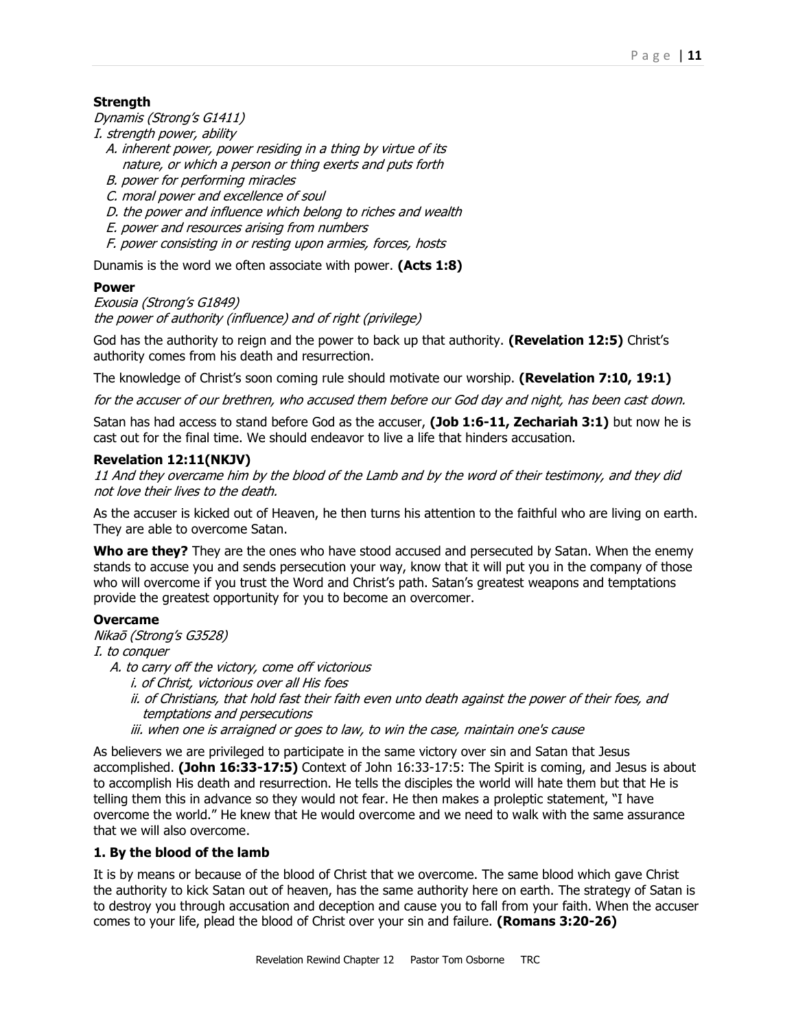**Strength**

*Dynamis (Strong's G1411)*

*I. strength power, ability*

- *A. inherent power, power residing in a thing by virtue of its nature, or which a person or thing exerts and puts forth*
- *B. power for performing miracles*
- *C. moral power and excellence of soul*
- *D. the power and influence which belong to riches and wealth*
- *E. power and resources arising from numbers*
- *F. power consisting in or resting upon armies, forces, hosts*

Dunamis is the word we often associate with power. **(Acts 1:8)**

**Power**

*Exousia (Strong's G1849)*
*the power of authority (influence) and of right (privilege)*

God has the authority to reign and the power to back up that authority. **(Revelation 12:5)** Christ's authority comes from his death and resurrection.

The knowledge of Christ's soon coming rule should motivate our worship. **(Revelation 7:10, 19:1)**

*for the accuser of our brethren, who accused them before our God day and night, has been cast down.*

Satan has had access to stand before God as the accuser, **(Job 1:6-11, Zechariah 3:1)** but now he is cast out for the final time. We should endeavor to live a life that hinders accusation.

**Revelation 12:11(NKJV)**

*11 And they overcame him by the blood of the Lamb and by the word of their testimony, and they did not love their lives to the death.*

As the accuser is kicked out of Heaven, he then turns his attention to the faithful who are living on earth. They are able to overcome Satan.

**Who are they?** They are the ones who have stood accused and persecuted by Satan. When the enemy stands to accuse you and sends persecution your way, know that it will put you in the company of those who will overcome if you trust the Word and Christ's path. Satan's greatest weapons and temptations provide the greatest opportunity for you to become an overcomer.

**Overcame**

*Nikaō (Strong's G3528)*

*I. to conquer*

- *A. to carry off the victory, come off victorious*
  - *i. of Christ, victorious over all His foes*
  - *ii. of Christians, that hold fast their faith even unto death against the power of their foes, and temptations and persecutions*
  - *iii. when one is arraigned or goes to law, to win the case, maintain one's cause*

As believers we are privileged to participate in the same victory over sin and Satan that Jesus accomplished. **(John 16:33-17:5)** Context of John 16:33-17:5: The Spirit is coming, and Jesus is about to accomplish His death and resurrection. He tells the disciples the world will hate them but that He is telling them this in advance so they would not fear. He then makes a proleptic statement, "I have overcome the world." He knew that He would overcome and we need to walk with the same assurance that we will also overcome.

**1. By the blood of the lamb**

It is by means or because of the blood of Christ that we overcome. The same blood which gave Christ the authority to kick Satan out of heaven, has the same authority here on earth. The strategy of Satan is to destroy you through accusation and deception and cause you to fall from your faith. When the accuser comes to your life, plead the blood of Christ over your sin and failure. **(Romans 3:20-26)**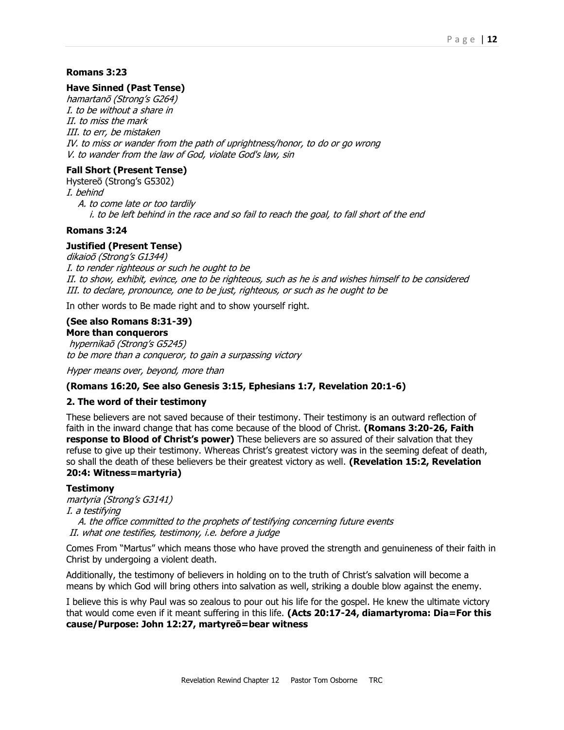**Romans 3:23**

**Have Sinned (Past Tense)**

*hamartanō (Strong's G264)*
*I. to be without a share in*
*II. to miss the mark*
*III. to err, be mistaken*
*IV. to miss or wander from the path of uprightness/honor, to do or go wrong*
*V. to wander from the law of God, violate God's law, sin*

**Fall Short (Present Tense)**

Hystereō (Strong's G5302)
*I. behind*
  *A. to come late or too tardily*
    *i. to be left behind in the race and so fail to reach the goal, to fall short of the end*

**Romans 3:24**

**Justified (Present Tense)**

*dikaioō (Strong's G1344)*
*I. to render righteous or such he ought to be*
*II. to show, exhibit, evince, one to be righteous, such as he is and wishes himself to be considered*
*III. to declare, pronounce, one to be just, righteous, or such as he ought to be*

In other words to Be made right and to show yourself right.

**(See also Romans 8:31-39)**
**More than conquerors**

*hypernikaō (Strong's G5245)*
*to be more than a conqueror, to gain a surpassing victory*

*Hyper means over, beyond, more than*

**(Romans 16:20, See also Genesis 3:15, Ephesians 1:7, Revelation 20:1-6)**

**2. The word of their testimony**

These believers are not saved because of their testimony. Their testimony is an outward reflection of faith in the inward change that has come because of the blood of Christ. **(Romans 3:20-26, Faith response to Blood of Christ's power)** These believers are so assured of their salvation that they refuse to give up their testimony. Whereas Christ's greatest victory was in the seeming defeat of death, so shall the death of these believers be their greatest victory as well. **(Revelation 15:2, Revelation 20:4: Witness=martyria)**

**Testimony**

*martyria (Strong's G3141)*
*I. a testifying*
  *A. the office committed to the prophets of testifying concerning future events*
*II. what one testifies, testimony, i.e. before a judge*

Comes From "Martus" which means those who have proved the strength and genuineness of their faith in Christ by undergoing a violent death.

Additionally, the testimony of believers in holding on to the truth of Christ's salvation will become a means by which God will bring others into salvation as well, striking a double blow against the enemy.

I believe this is why Paul was so zealous to pour out his life for the gospel. He knew the ultimate victory that would come even if it meant suffering in this life. **(Acts 20:17-24, diamartyroma: Dia=For this cause/Purpose: John 12:27, martyreō=bear witness**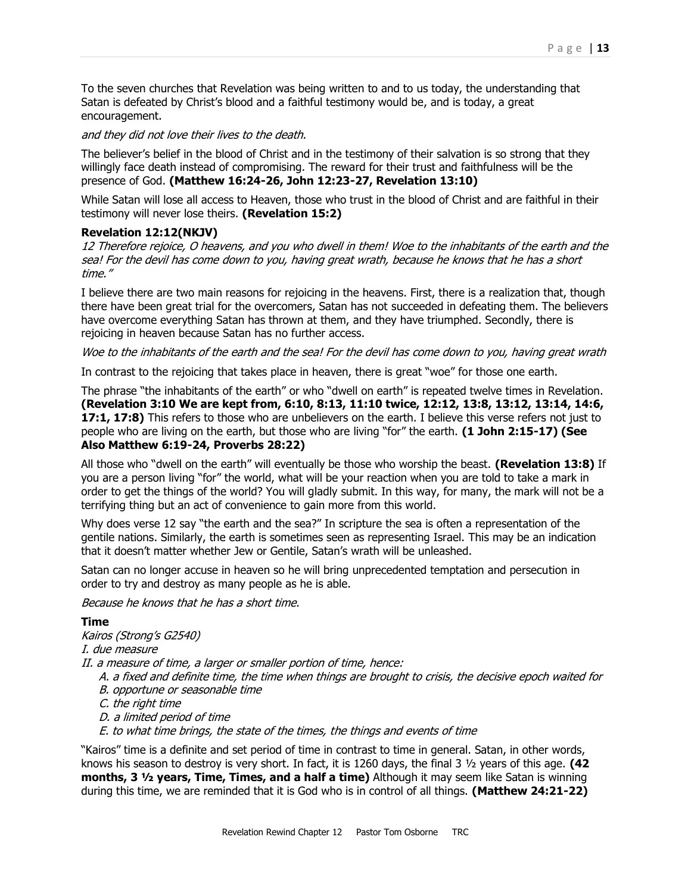To the seven churches that Revelation was being written to and to us today, the understanding that Satan is defeated by Christ's blood and a faithful testimony would be, and is today, a great encouragement.

*and they did not love their lives to the death.*

The believer's belief in the blood of Christ and in the testimony of their salvation is so strong that they willingly face death instead of compromising. The reward for their trust and faithfulness will be the presence of God. **(Matthew 16:24-26, John 12:23-27, Revelation 13:10)**

While Satan will lose all access to Heaven, those who trust in the blood of Christ and are faithful in their testimony will never lose theirs. **(Revelation 15:2)**

**Revelation 12:12(NKJV)**

*12 Therefore rejoice, O heavens, and you who dwell in them! Woe to the inhabitants of the earth and the sea! For the devil has come down to you, having great wrath, because he knows that he has a short time."*

I believe there are two main reasons for rejoicing in the heavens. First, there is a realization that, though there have been great trial for the overcomers, Satan has not succeeded in defeating them. The believers have overcome everything Satan has thrown at them, and they have triumphed. Secondly, there is rejoicing in heaven because Satan has no further access.

*Woe to the inhabitants of the earth and the sea! For the devil has come down to you, having great wrath*

In contrast to the rejoicing that takes place in heaven, there is great "woe" for those one earth.

The phrase "the inhabitants of the earth" or who "dwell on earth" is repeated twelve times in Revelation. **(Revelation 3:10 We are kept from, 6:10, 8:13, 11:10 twice, 12:12, 13:8, 13:12, 13:14, 14:6, 17:1, 17:8)** This refers to those who are unbelievers on the earth. I believe this verse refers not just to people who are living on the earth, but those who are living "for" the earth. **(1 John 2:15-17) (See Also Matthew 6:19-24, Proverbs 28:22)**

All those who "dwell on the earth" will eventually be those who worship the beast. **(Revelation 13:8)** If you are a person living "for" the world, what will be your reaction when you are told to take a mark in order to get the things of the world? You will gladly submit. In this way, for many, the mark will not be a terrifying thing but an act of convenience to gain more from this world.

Why does verse 12 say "the earth and the sea?" In scripture the sea is often a representation of the gentile nations. Similarly, the earth is sometimes seen as representing Israel. This may be an indication that it doesn't matter whether Jew or Gentile, Satan's wrath will be unleashed.

Satan can no longer accuse in heaven so he will bring unprecedented temptation and persecution in order to try and destroy as many people as he is able.

*Because he knows that he has a short time.*

**Time**

*Kairos (Strong's G2540)*

*I. due measure*

*II. a measure of time, a larger or smaller portion of time, hence:*

- *A. a fixed and definite time, the time when things are brought to crisis, the decisive epoch waited for*
- *B. opportune or seasonable time*
- *C. the right time*
- *D. a limited period of time*
- *E. to what time brings, the state of the times, the things and events of time*

"Kairos" time is a definite and set period of time in contrast to time in general. Satan, in other words, knows his season to destroy is very short. In fact, it is 1260 days, the final 3 ½ years of this age. **(42 months, 3 ½ years, Time, Times, and a half a time)** Although it may seem like Satan is winning during this time, we are reminded that it is God who is in control of all things. **(Matthew 24:21-22)**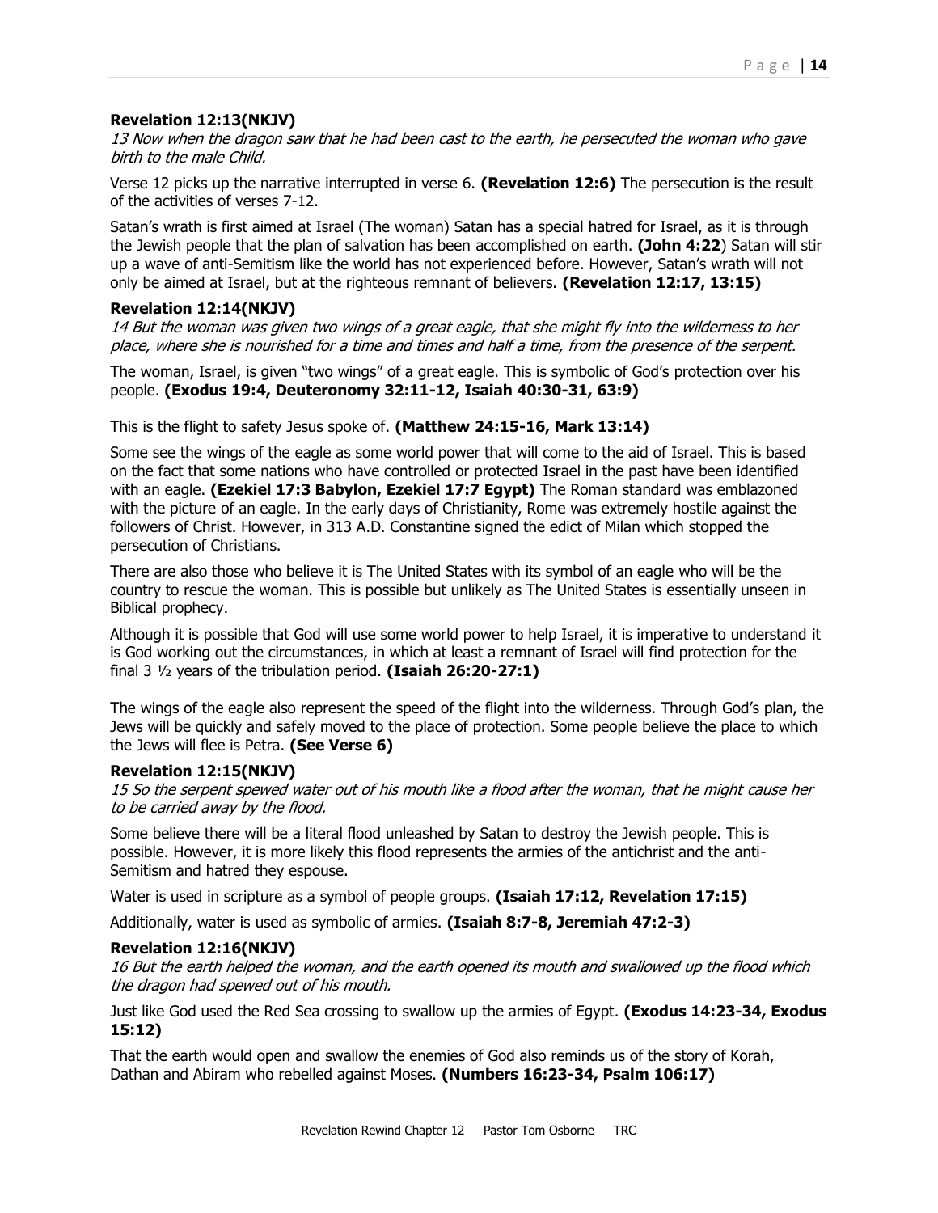**Revelation 12:13(NKJV)**

*13 Now when the dragon saw that he had been cast to the earth, he persecuted the woman who gave birth to the male Child.*

Verse 12 picks up the narrative interrupted in verse 6. **(Revelation 12:6)** The persecution is the result of the activities of verses 7-12.

Satan's wrath is first aimed at Israel (The woman) Satan has a special hatred for Israel, as it is through the Jewish people that the plan of salvation has been accomplished on earth. **(John 4:22**) Satan will stir up a wave of anti-Semitism like the world has not experienced before. However, Satan's wrath will not only be aimed at Israel, but at the righteous remnant of believers. **(Revelation 12:17, 13:15)**

**Revelation 12:14(NKJV)**

*14 But the woman was given two wings of a great eagle, that she might fly into the wilderness to her place, where she is nourished for a time and times and half a time, from the presence of the serpent.*

The woman, Israel, is given "two wings" of a great eagle. This is symbolic of God's protection over his people. **(Exodus 19:4, Deuteronomy 32:11-12, Isaiah 40:30-31, 63:9)**

This is the flight to safety Jesus spoke of. **(Matthew 24:15-16, Mark 13:14)**

Some see the wings of the eagle as some world power that will come to the aid of Israel. This is based on the fact that some nations who have controlled or protected Israel in the past have been identified with an eagle. **(Ezekiel 17:3 Babylon, Ezekiel 17:7 Egypt)** The Roman standard was emblazoned with the picture of an eagle. In the early days of Christianity, Rome was extremely hostile against the followers of Christ. However, in 313 A.D. Constantine signed the edict of Milan which stopped the persecution of Christians.

There are also those who believe it is The United States with its symbol of an eagle who will be the country to rescue the woman. This is possible but unlikely as The United States is essentially unseen in Biblical prophecy.

Although it is possible that God will use some world power to help Israel, it is imperative to understand it is God working out the circumstances, in which at least a remnant of Israel will find protection for the final 3 ½ years of the tribulation period. **(Isaiah 26:20-27:1)**

The wings of the eagle also represent the speed of the flight into the wilderness. Through God's plan, the Jews will be quickly and safely moved to the place of protection. Some people believe the place to which the Jews will flee is Petra. **(See Verse 6)**

**Revelation 12:15(NKJV)**

*15 So the serpent spewed water out of his mouth like a flood after the woman, that he might cause her to be carried away by the flood.*

Some believe there will be a literal flood unleashed by Satan to destroy the Jewish people. This is possible. However, it is more likely this flood represents the armies of the antichrist and the anti-Semitism and hatred they espouse.

Water is used in scripture as a symbol of people groups. **(Isaiah 17:12, Revelation 17:15)**

Additionally, water is used as symbolic of armies. **(Isaiah 8:7-8, Jeremiah 47:2-3)**

**Revelation 12:16(NKJV)**

*16 But the earth helped the woman, and the earth opened its mouth and swallowed up the flood which the dragon had spewed out of his mouth.*

Just like God used the Red Sea crossing to swallow up the armies of Egypt. **(Exodus 14:23-34, Exodus 15:12)**

That the earth would open and swallow the enemies of God also reminds us of the story of Korah, Dathan and Abiram who rebelled against Moses. **(Numbers 16:23-34, Psalm 106:17)**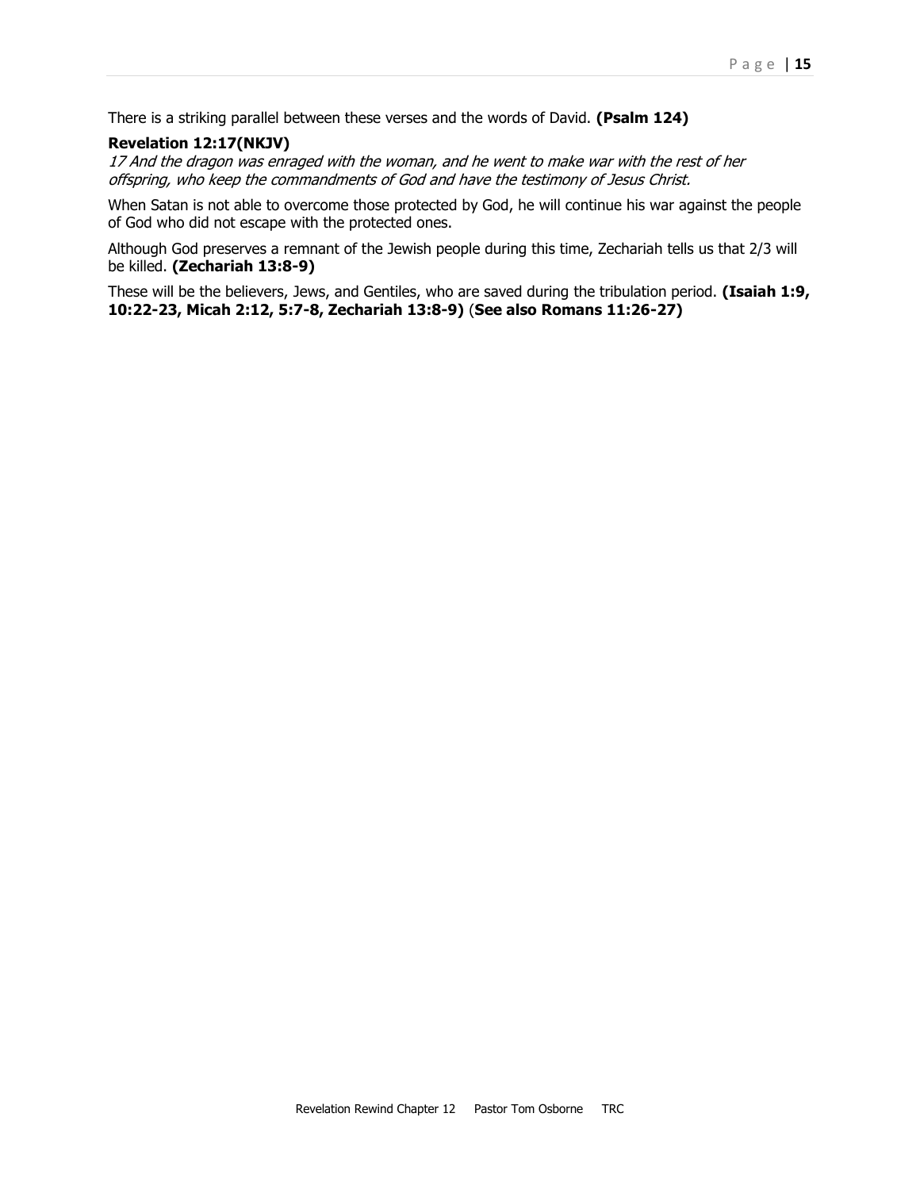There is a striking parallel between these verses and the words of David. **(Psalm 124)**

**Revelation 12:17(NKJV)**

*17 And the dragon was enraged with the woman, and he went to make war with the rest of her offspring, who keep the commandments of God and have the testimony of Jesus Christ.*

When Satan is not able to overcome those protected by God, he will continue his war against the people of God who did not escape with the protected ones.

Although God preserves a remnant of the Jewish people during this time, Zechariah tells us that 2/3 will be killed. **(Zechariah 13:8-9)**

These will be the believers, Jews, and Gentiles, who are saved during the tribulation period. **(Isaiah 1:9, 10:22-23, Micah 2:12, 5:7-8, Zechariah 13:8-9)** (**See also Romans 11:26-27)**